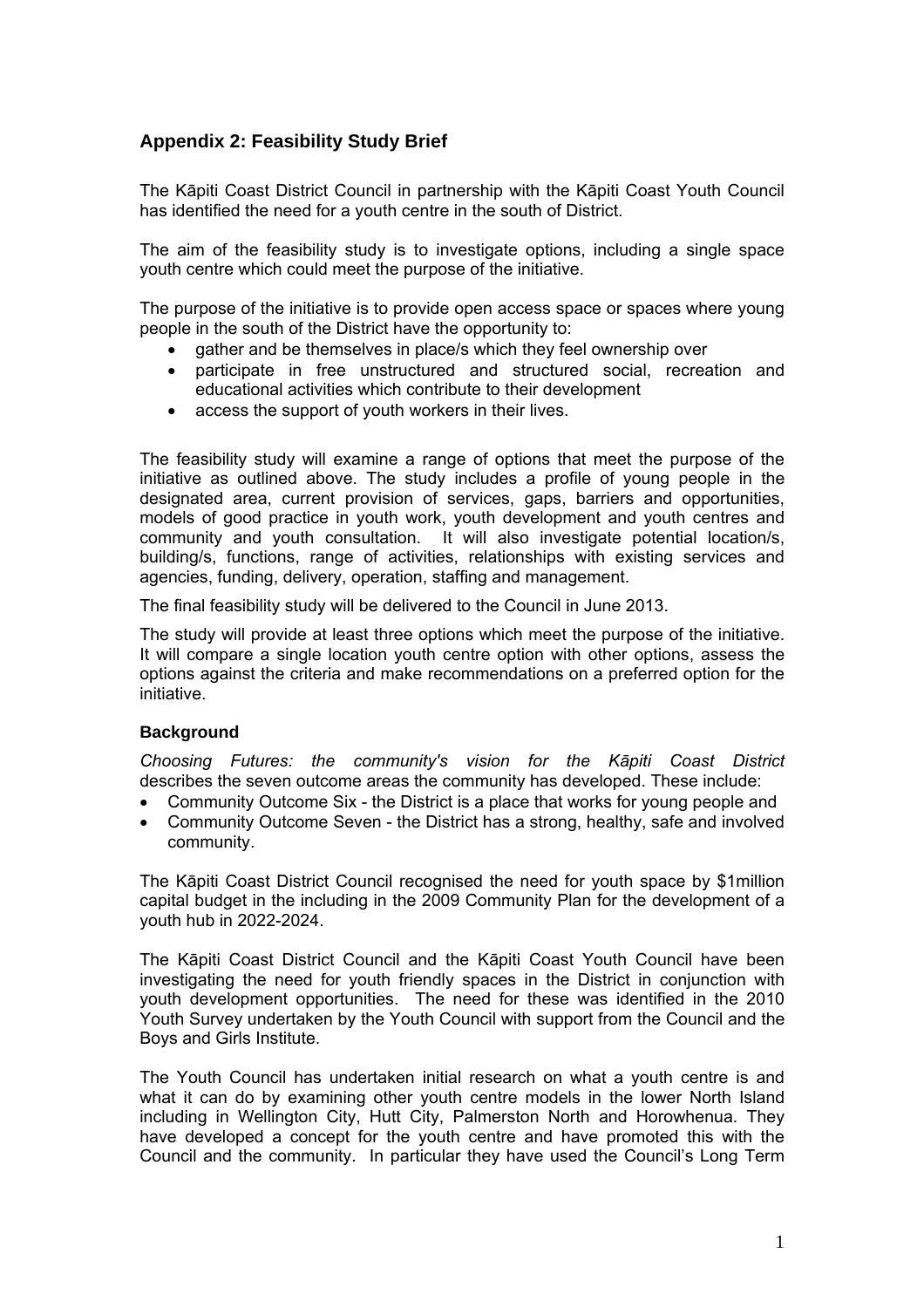## Appendix 2: Feasibility Study Brief

The Kāpiti Coast District Council in partnership with the Kāpiti Coast Youth Council has identified the need for a youth centre in the south of District.

The aim of the feasibility study is to investigate options, including a single space youth centre which could meet the purpose of the initiative.

The purpose of the initiative is to provide open access space or spaces where young people in the south of the District have the opportunity to:

- gather and be themselves in place/s which they feel ownership over
- participate in free unstructured and structured social, recreation and educational activities which contribute to their development
- access the support of youth workers in their lives.

The feasibility study will examine a range of options that meet the purpose of the initiative as outlined above. The study includes a profile of young people in the designated area, current provision of services, gaps, barriers and opportunities, models of good practice in youth work, youth development and youth centres and community and youth consultation. It will also investigate potential location/s, building/s, functions, range of activities, relationships with existing services and agencies, funding, delivery, operation, staffing and management.

The final feasibility study will be delivered to the Council in June 2013.

The study will provide at least three options which meet the purpose of the initiative. It will compare a single location youth centre option with other options, assess the options against the criteria and make recommendations on a preferred option for the initiative.

### Background

*Choosing Futures: the community's vision for the Kāpiti Coast District* describes the seven outcome areas the community has developed. These include:

- Community Outcome Six - the District is a place that works for young people and
- Community Outcome Seven - the District has a strong, healthy, safe and involved community.

The Kāpiti Coast District Council recognised the need for youth space by $1million capital budget in the including in the 2009 Community Plan for the development of a youth hub in 2022-2024.

The Kāpiti Coast District Council and the Kāpiti Coast Youth Council have been investigating the need for youth friendly spaces in the District in conjunction with youth development opportunities. The need for these was identified in the 2010 Youth Survey undertaken by the Youth Council with support from the Council and the Boys and Girls Institute.

The Youth Council has undertaken initial research on what a youth centre is and what it can do by examining other youth centre models in the lower North Island including in Wellington City, Hutt City, Palmerston North and Horowhenua. They have developed a concept for the youth centre and have promoted this with the Council and the community. In particular they have used the Council's Long Term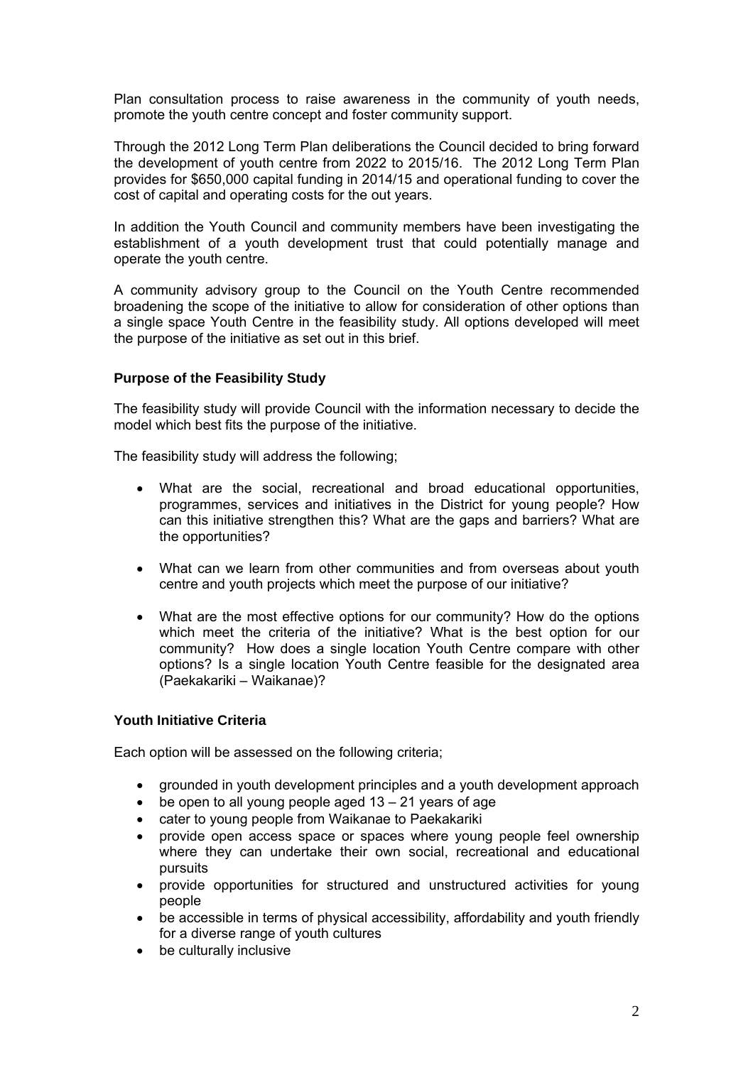Plan consultation process to raise awareness in the community of youth needs, promote the youth centre concept and foster community support.

Through the 2012 Long Term Plan deliberations the Council decided to bring forward the development of youth centre from 2022 to 2015/16. The 2012 Long Term Plan provides for $650,000 capital funding in 2014/15 and operational funding to cover the cost of capital and operating costs for the out years.

In addition the Youth Council and community members have been investigating the establishment of a youth development trust that could potentially manage and operate the youth centre.

A community advisory group to the Council on the Youth Centre recommended broadening the scope of the initiative to allow for consideration of other options than a single space Youth Centre in the feasibility study. All options developed will meet the purpose of the initiative as set out in this brief.

**Purpose of the Feasibility Study**

The feasibility study will provide Council with the information necessary to decide the model which best fits the purpose of the initiative.

The feasibility study will address the following;

- What are the social, recreational and broad educational opportunities, programmes, services and initiatives in the District for young people? How can this initiative strengthen this? What are the gaps and barriers? What are the opportunities?

- What can we learn from other communities and from overseas about youth centre and youth projects which meet the purpose of our initiative?

- What are the most effective options for our community? How do the options which meet the criteria of the initiative? What is the best option for our community? How does a single location Youth Centre compare with other options? Is a single location Youth Centre feasible for the designated area (Paekakariki – Waikanae)?

**Youth Initiative Criteria**

Each option will be assessed on the following criteria;

- grounded in youth development principles and a youth development approach
- be open to all young people aged 13 – 21 years of age
- cater to young people from Waikanae to Paekakariki
- provide open access space or spaces where young people feel ownership where they can undertake their own social, recreational and educational pursuits
- provide opportunities for structured and unstructured activities for young people
- be accessible in terms of physical accessibility, affordability and youth friendly for a diverse range of youth cultures
- be culturally inclusive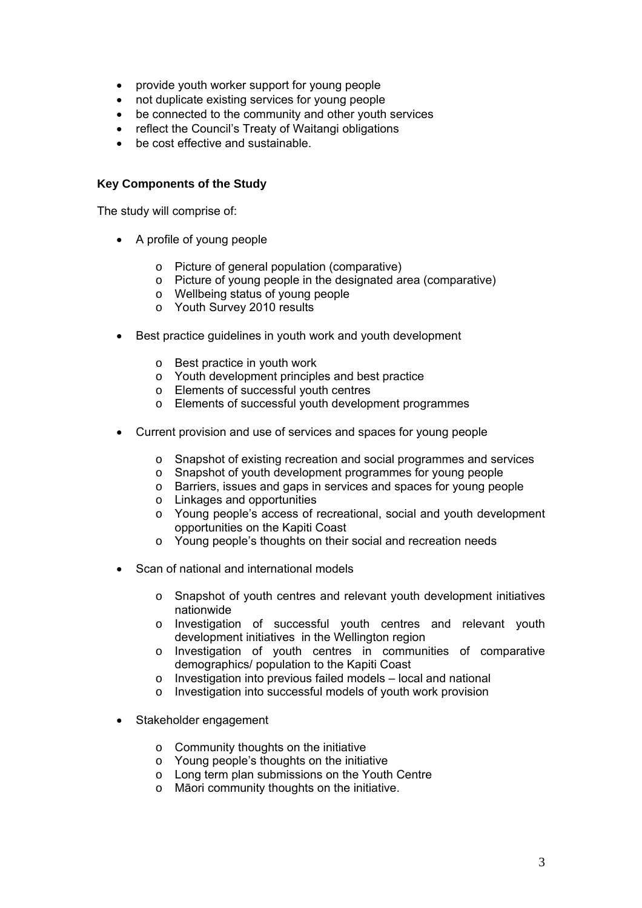- provide youth worker support for young people
- not duplicate existing services for young people
- be connected to the community and other youth services
- reflect the Council's Treaty of Waitangi obligations
- be cost effective and sustainable.

**Key Components of the Study**

The study will comprise of:

- A profile of young people
  - Picture of general population (comparative)
  - Picture of young people in the designated area (comparative)
  - Wellbeing status of young people
  - Youth Survey 2010 results

- Best practice guidelines in youth work and youth development
  - Best practice in youth work
  - Youth development principles and best practice
  - Elements of successful youth centres
  - Elements of successful youth development programmes

- Current provision and use of services and spaces for young people
  - Snapshot of existing recreation and social programmes and services
  - Snapshot of youth development programmes for young people
  - Barriers, issues and gaps in services and spaces for young people
  - Linkages and opportunities
  - Young people's access of recreational, social and youth development opportunities on the Kapiti Coast
  - Young people's thoughts on their social and recreation needs

- Scan of national and international models
  - Snapshot of youth centres and relevant youth development initiatives nationwide
  - Investigation of successful youth centres and relevant youth development initiatives in the Wellington region
  - Investigation of youth centres in communities of comparative demographics/ population to the Kapiti Coast
  - Investigation into previous failed models – local and national
  - Investigation into successful models of youth work provision

- Stakeholder engagement
  - Community thoughts on the initiative
  - Young people's thoughts on the initiative
  - Long term plan submissions on the Youth Centre
  - Māori community thoughts on the initiative.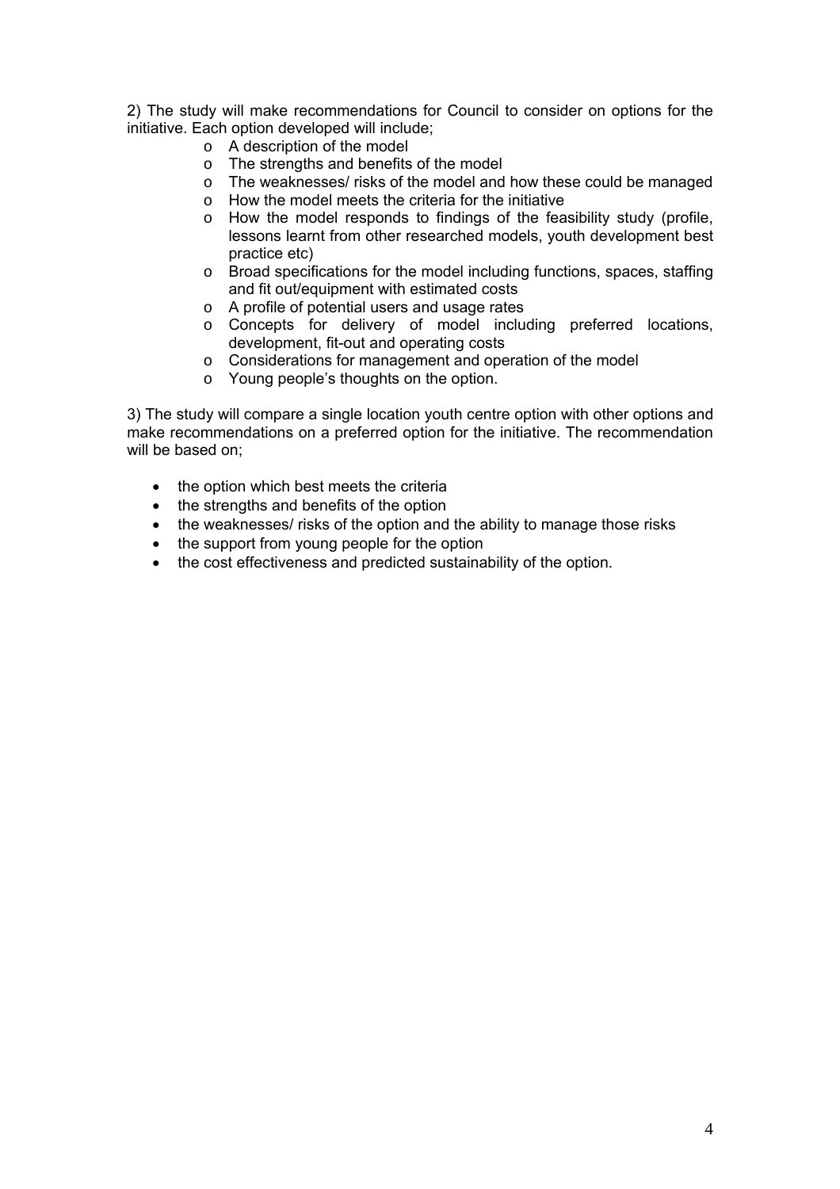2) The study will make recommendations for Council to consider on options for the initiative. Each option developed will include;

- A description of the model
- The strengths and benefits of the model
- The weaknesses/ risks of the model and how these could be managed
- How the model meets the criteria for the initiative
- How the model responds to findings of the feasibility study (profile, lessons learnt from other researched models, youth development best practice etc)
- Broad specifications for the model including functions, spaces, staffing and fit out/equipment with estimated costs
- A profile of potential users and usage rates
- Concepts for delivery of model including preferred locations, development, fit-out and operating costs
- Considerations for management and operation of the model
- Young people's thoughts on the option.

3) The study will compare a single location youth centre option with other options and make recommendations on a preferred option for the initiative. The recommendation will be based on;

- the option which best meets the criteria
- the strengths and benefits of the option
- the weaknesses/ risks of the option and the ability to manage those risks
- the support from young people for the option
- the cost effectiveness and predicted sustainability of the option.